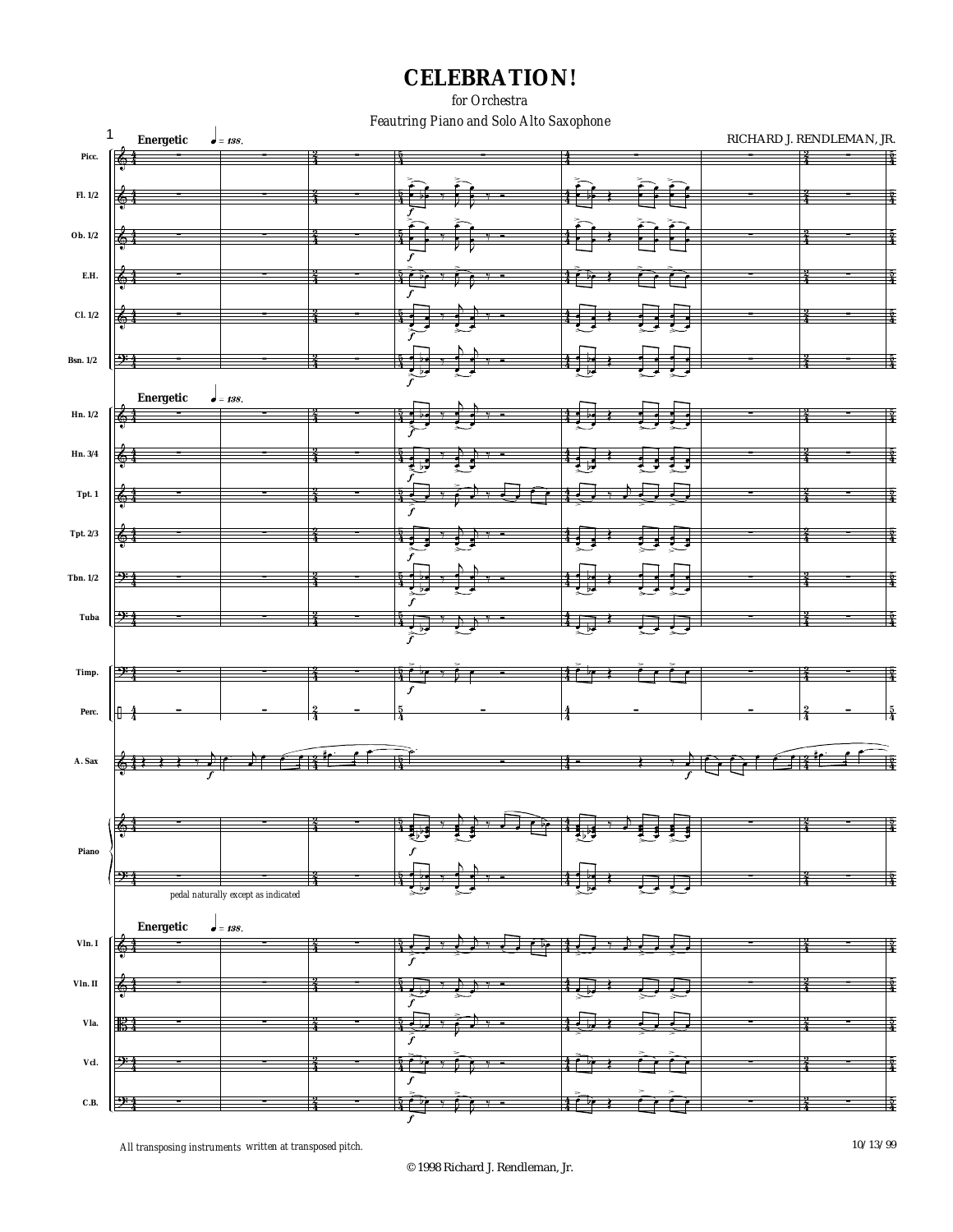# CELEBRATION!

for Orchestra

Feautring Piano and Solo Alto Saxophone

RICHARD J. RENDLEMAN, JR.

All transposing instruments written at transposed pitch.

10/13/99

© 1998 Richard J. Rendleman, Jr.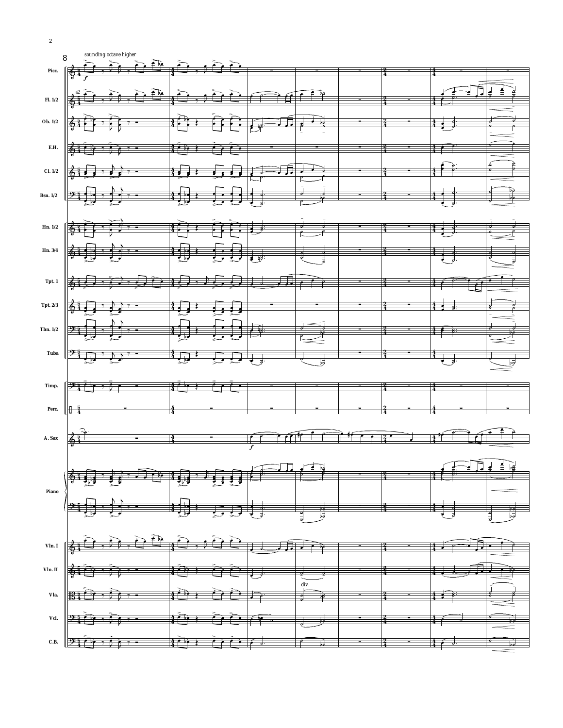8

sounding octave higher

Picc.

Fl. 1/2

Ob. 1/2

E.H.

Cl. 1/2

Bsn. 1/2

Hn. 1/2

Hn. 3/4

Tpt. 1

Tpt. 2/3

Tbn. 1/2

Tuba

Timp.

Perc.

A. Sax

Piano

Vln. I

Vln. II

div.

Vla.

Vcl.

C.B.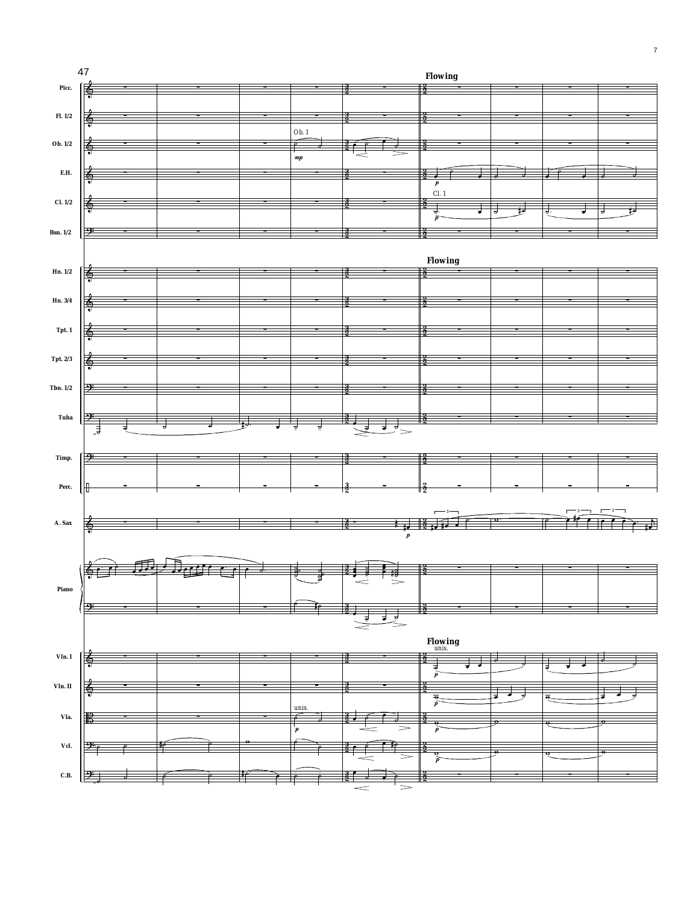47

**Flowing**

Picc.

Fl. 1/2

Ob. 1/2 — Ob. 1 *mp*

E.H. — *p*

Cl. 1/2 — Cl. 1 *p*

Bsn. 1/2

Hn. 1/2

Hn. 3/4

Tpt. 1

Tpt. 2/3

Tbn. 1/2

Tuba

Timp.

Perc.

A. Sax — *p*

Piano

Vln. I — unis. *p*

Vln. II — *p*

Vla. — unis. *p*

Vcl. — *p*

C.B.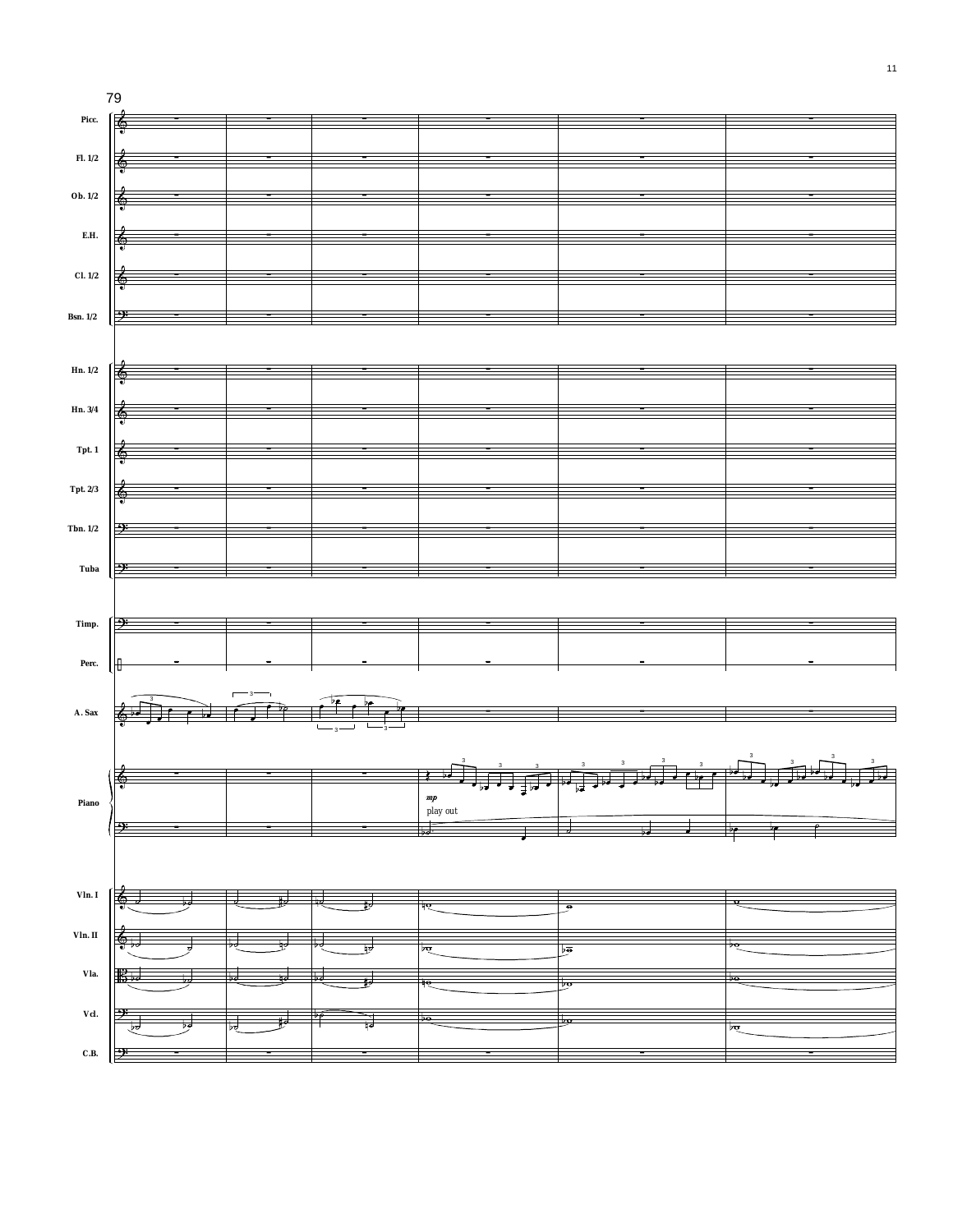79

Picc.

Fl. 1/2

Ob. 1/2

E.H.

Cl. 1/2

Bsn. 1/2

Hn. 1/2

Hn. 3/4

Tpt. 1

Tpt. 2/3

Tbn. 1/2

Tuba

Timp.

Perc.

A. Sax

Piano

*mp*

play out

Vln. I

Vln. II

Vla.

Vcl.

C.B.